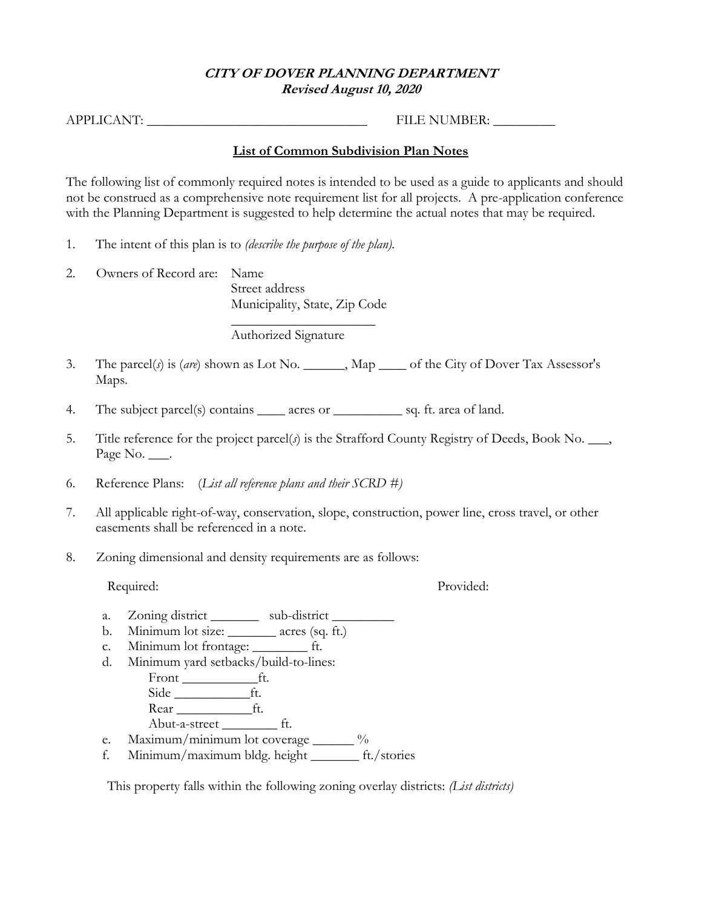***CITY OF DOVER PLANNING DEPARTMENT***
***Revised August 10, 2020***

APPLICANT: ________________________________ FILE NUMBER: _________

**List of Common Subdivision Plan Notes**

The following list of commonly required notes is intended to be used as a guide to applicants and should not be construed as a comprehensive note requirement list for all projects. A pre-application conference with the Planning Department is suggested to help determine the actual notes that may be required.

1. The intent of this plan is to *(describe the purpose of the plan)*.

2. Owners of Record are: Name
   Street address
   Municipality, State, Zip Code
   ______________________
   Authorized Signature

3. The parcel(*s*) is (*are*) shown as Lot No. ______, Map ____ of the City of Dover Tax Assessor's Maps.

4. The subject parcel(s) contains ____ acres or __________ sq. ft. area of land.

5. Title reference for the project parcel(*s*) is the Strafford County Registry of Deeds, Book No. ___, Page No. ___.

6. Reference Plans: (*List all reference plans and their SCRD #)*

7. All applicable right-of-way, conservation, slope, construction, power line, cross travel, or other easements shall be referenced in a note.

8. Zoning dimensional and density requirements are as follows:

   Required: Provided:

   a. Zoning district _______ sub-district _________
   b. Minimum lot size: _______ acres (sq. ft.)
   c. Minimum lot frontage: ________ ft.
   d. Minimum yard setbacks/build-to-lines:
      Front ___________ft.
      Side ___________ft.
      Rear ___________ft.
      Abut-a-street ________ ft.
   e. Maximum/minimum lot coverage ______ %
   f. Minimum/maximum bldg. height _______ ft./stories

   This property falls within the following zoning overlay districts: *(List districts)*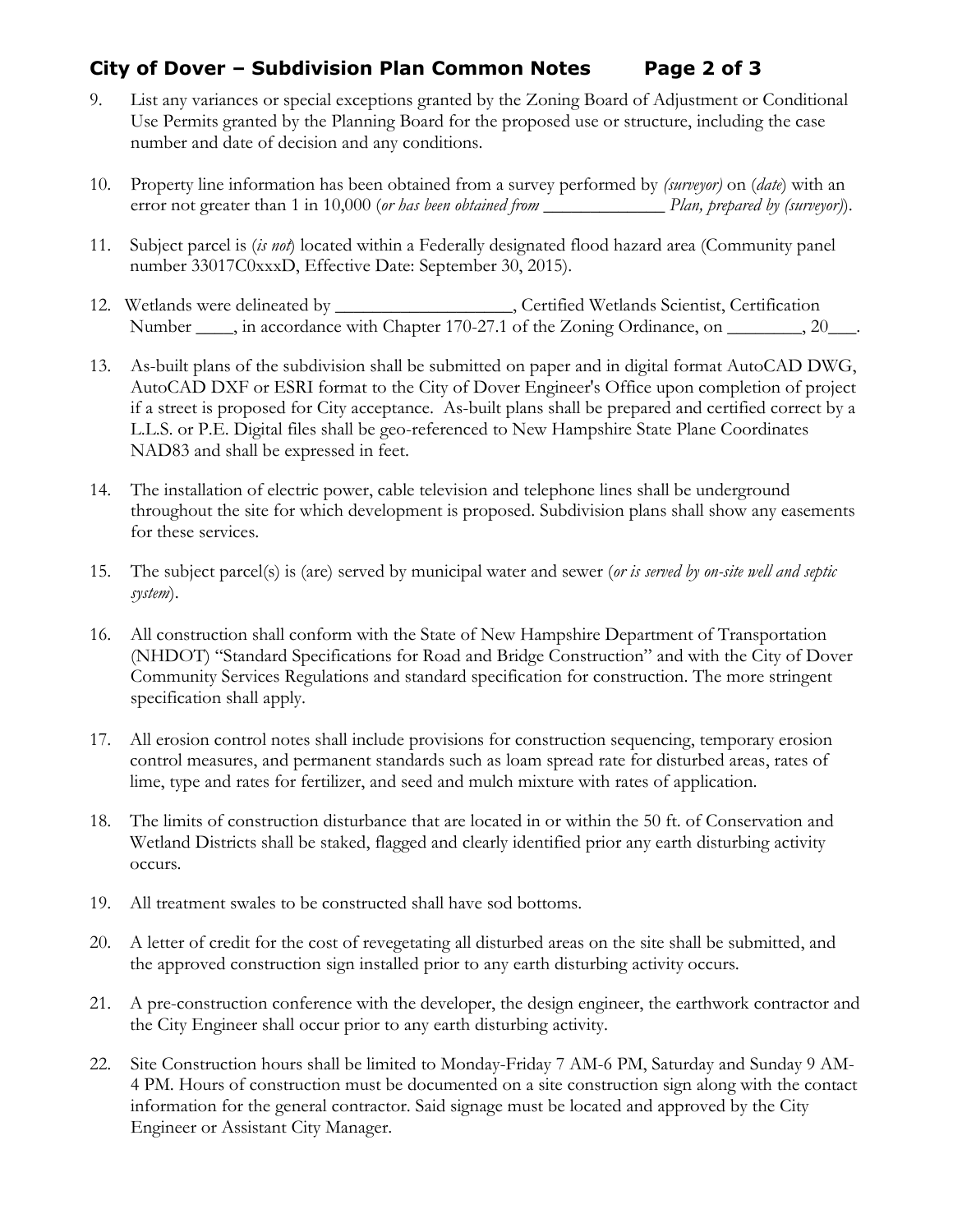9. List any variances or special exceptions granted by the Zoning Board of Adjustment or Conditional Use Permits granted by the Planning Board for the proposed use or structure, including the case number and date of decision and any conditions.

10. Property line information has been obtained from a survey performed by *(surveyor)* on (*date*) with an error not greater than 1 in 10,000 (*or has been obtained from \_\_\_\_\_\_\_\_\_\_\_\_\_ Plan, prepared by (surveyor)*).

11. Subject parcel is (*is not*) located within a Federally designated flood hazard area (Community panel number 33017C0xxxD, Effective Date: September 30, 2015).

12. Wetlands were delineated by \_\_\_\_\_\_\_\_\_\_\_\_\_\_\_\_\_\_\_, Certified Wetlands Scientist, Certification Number \_\_\_\_, in accordance with Chapter 170-27.1 of the Zoning Ordinance, on \_\_\_\_\_\_\_\_, 20\_\_\_.

13. As-built plans of the subdivision shall be submitted on paper and in digital format AutoCAD DWG, AutoCAD DXF or ESRI format to the City of Dover Engineer's Office upon completion of project if a street is proposed for City acceptance. As-built plans shall be prepared and certified correct by a L.L.S. or P.E. Digital files shall be geo-referenced to New Hampshire State Plane Coordinates NAD83 and shall be expressed in feet.

14. The installation of electric power, cable television and telephone lines shall be underground throughout the site for which development is proposed. Subdivision plans shall show any easements for these services.

15. The subject parcel(s) is (are) served by municipal water and sewer (*or is served by on-site well and septic system*).

16. All construction shall conform with the State of New Hampshire Department of Transportation (NHDOT) "Standard Specifications for Road and Bridge Construction" and with the City of Dover Community Services Regulations and standard specification for construction. The more stringent specification shall apply.

17. All erosion control notes shall include provisions for construction sequencing, temporary erosion control measures, and permanent standards such as loam spread rate for disturbed areas, rates of lime, type and rates for fertilizer, and seed and mulch mixture with rates of application.

18. The limits of construction disturbance that are located in or within the 50 ft. of Conservation and Wetland Districts shall be staked, flagged and clearly identified prior any earth disturbing activity occurs.

19. All treatment swales to be constructed shall have sod bottoms.

20. A letter of credit for the cost of revegetating all disturbed areas on the site shall be submitted, and the approved construction sign installed prior to any earth disturbing activity occurs.

21. A pre-construction conference with the developer, the design engineer, the earthwork contractor and the City Engineer shall occur prior to any earth disturbing activity.

22. Site Construction hours shall be limited to Monday-Friday 7 AM-6 PM, Saturday and Sunday 9 AM-4 PM. Hours of construction must be documented on a site construction sign along with the contact information for the general contractor. Said signage must be located and approved by the City Engineer or Assistant City Manager.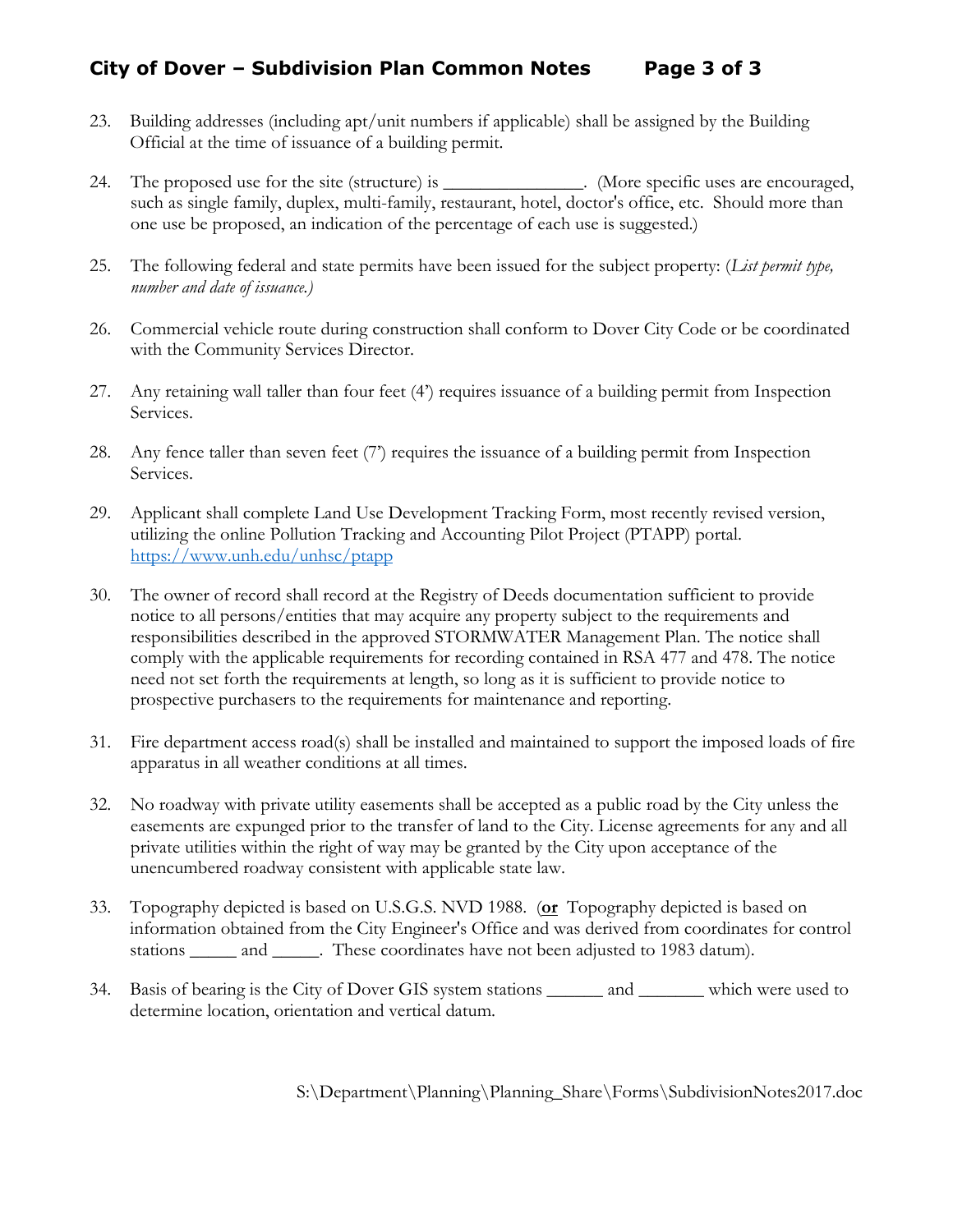23. Building addresses (including apt/unit numbers if applicable) shall be assigned by the Building Official at the time of issuance of a building permit.

24. The proposed use for the site (structure) is _______________. (More specific uses are encouraged, such as single family, duplex, multi-family, restaurant, hotel, doctor's office, etc. Should more than one use be proposed, an indication of the percentage of each use is suggested.)

25. The following federal and state permits have been issued for the subject property: (*List permit type, number and date of issuance.)*

26. Commercial vehicle route during construction shall conform to Dover City Code or be coordinated with the Community Services Director.

27. Any retaining wall taller than four feet (4') requires issuance of a building permit from Inspection Services.

28. Any fence taller than seven feet (7') requires the issuance of a building permit from Inspection Services.

29. Applicant shall complete Land Use Development Tracking Form, most recently revised version, utilizing the online Pollution Tracking and Accounting Pilot Project (PTAPP) portal. https://www.unh.edu/unhsc/ptapp

30. The owner of record shall record at the Registry of Deeds documentation sufficient to provide notice to all persons/entities that may acquire any property subject to the requirements and responsibilities described in the approved STORMWATER Management Plan. The notice shall comply with the applicable requirements for recording contained in RSA 477 and 478. The notice need not set forth the requirements at length, so long as it is sufficient to provide notice to prospective purchasers to the requirements for maintenance and reporting.

31. Fire department access road(s) shall be installed and maintained to support the imposed loads of fire apparatus in all weather conditions at all times.

32. No roadway with private utility easements shall be accepted as a public road by the City unless the easements are expunged prior to the transfer of land to the City. License agreements for any and all private utilities within the right of way may be granted by the City upon acceptance of the unencumbered roadway consistent with applicable state law.

33. Topography depicted is based on U.S.G.S. NVD 1988. (**or** Topography depicted is based on information obtained from the City Engineer's Office and was derived from coordinates for control stations _____ and _____. These coordinates have not been adjusted to 1983 datum).

34. Basis of bearing is the City of Dover GIS system stations ______ and _______ which were used to determine location, orientation and vertical datum.

S:\Department\Planning\Planning_Share\Forms\SubdivisionNotes2017.doc